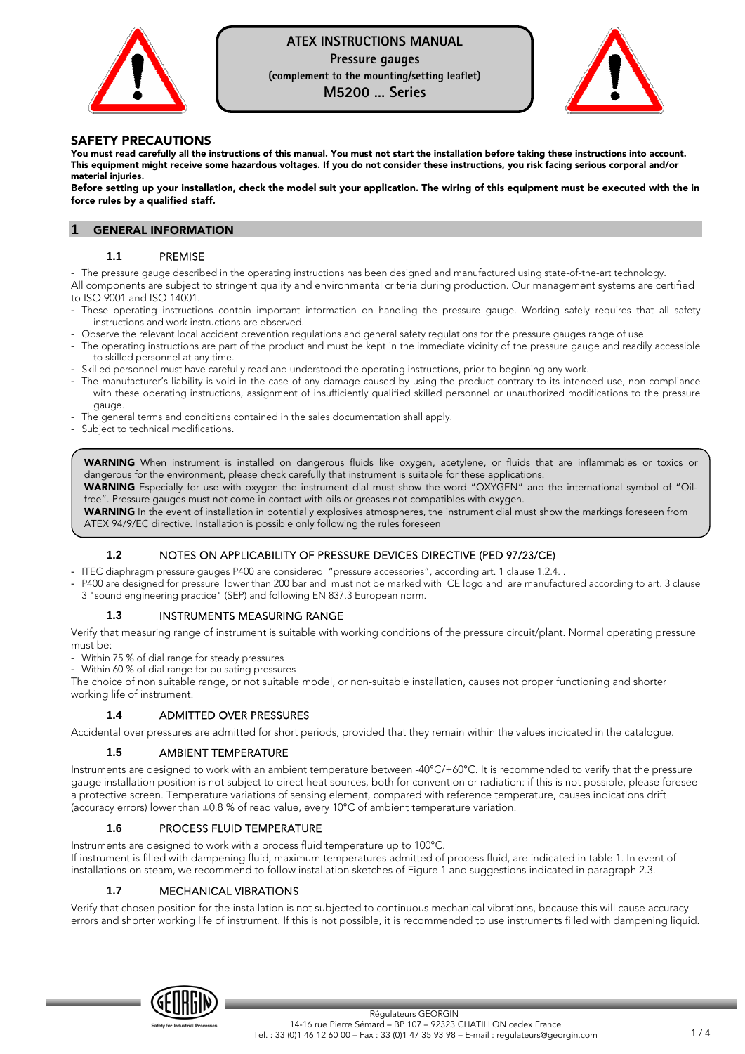# ATEX INSTRUCTIONS MANUAL

**Pressure gauges**

**(complement to the mounting/setting leaflet)**

**M5200 ... Series**

## SAFETY PRECAUTIONS

**You must read carefully all the instructions of this manual. You must not start the installation before taking these instructions into account. This equipment might receive some hazardous voltages. If you do not consider these instructions, you risk facing serious corporal and/or material injuries.**

**Before setting up your installation, check the model suit your application. The wiring of this equipment must be executed with the in force rules by a qualified staff.**

## 1 GENERAL INFORMATION

### 1.1 PREMISE

- The pressure gauge described in the operating instructions has been designed and manufactured using state-of-the-art technology.

All components are subject to stringent quality and environmental criteria during production. Our management systems are certified to ISO 9001 and ISO 14001.

- These operating instructions contain important information on handling the pressure gauge. Working safely requires that all safety instructions and work instructions are observed.
- Observe the relevant local accident prevention regulations and general safety regulations for the pressure gauges range of use.
- The operating instructions are part of the product and must be kept in the immediate vicinity of the pressure gauge and readily accessible to skilled personnel at any time.
- Skilled personnel must have carefully read and understood the operating instructions, prior to beginning any work.
- The manufacturer's liability is void in the case of any damage caused by using the product contrary to its intended use, non-compliance with these operating instructions, assignment of insufficiently qualified skilled personnel or unauthorized modifications to the pressure gauge.
- The general terms and conditions contained in the sales documentation shall apply.
- Subject to technical modifications.

> **WARNING** When instrument is installed on dangerous fluids like oxygen, acetylene, or fluids that are inflammables or toxics or dangerous for the environment, please check carefully that instrument is suitable for these applications.
> **WARNING** Especially for use with oxygen the instrument dial must show the word "OXYGEN" and the international symbol of "Oil-free". Pressure gauges must not come in contact with oils or greases not compatibles with oxygen.
> **WARNING** In the event of installation in potentially explosives atmospheres, the instrument dial must show the markings foreseen from ATEX 94/9/EC directive. Installation is possible only following the rules foreseen

### 1.2 NOTES ON APPLICABILITY OF PRESSURE DEVICES DIRECTIVE (PED 97/23/CE)

- ITEC diaphragm pressure gauges P400 are considered "pressure accessories", according art. 1 clause 1.2.4. .
- P400 are designed for pressure lower than 200 bar and must not be marked with CE logo and are manufactured according to art. 3 clause 3 "sound engineering practice" (SEP) and following EN 837.3 European norm.

### 1.3 INSTRUMENTS MEASURING RANGE

Verify that measuring range of instrument is suitable with working conditions of the pressure circuit/plant. Normal operating pressure must be:

- Within 75 % of dial range for steady pressures
- Within 60 % of dial range for pulsating pressures

The choice of non suitable range, or not suitable model, or non-suitable installation, causes not proper functioning and shorter working life of instrument.

### 1.4 ADMITTED OVER PRESSURES

Accidental over pressures are admitted for short periods, provided that they remain within the values indicated in the catalogue.

### 1.5 AMBIENT TEMPERATURE

Instruments are designed to work with an ambient temperature between -40°C/+60°C. It is recommended to verify that the pressure gauge installation position is not subject to direct heat sources, both for convention or radiation: if this is not possible, please foresee a protective screen. Temperature variations of sensing element, compared with reference temperature, causes indications drift (accuracy errors) lower than ±0.8 % of read value, every 10°C of ambient temperature variation.

### 1.6 PROCESS FLUID TEMPERATURE

Instruments are designed to work with a process fluid temperature up to 100°C.

If instrument is filled with dampening fluid, maximum temperatures admitted of process fluid, are indicated in table 1. In event of installations on steam, we recommend to follow installation sketches of Figure 1 and suggestions indicated in paragraph 2.3.

### 1.7 MECHANICAL VIBRATIONS

Verify that chosen position for the installation is not subjected to continuous mechanical vibrations, because this will cause accuracy errors and shorter working life of instrument. If this is not possible, it is recommended to use instruments filled with dampening liquid.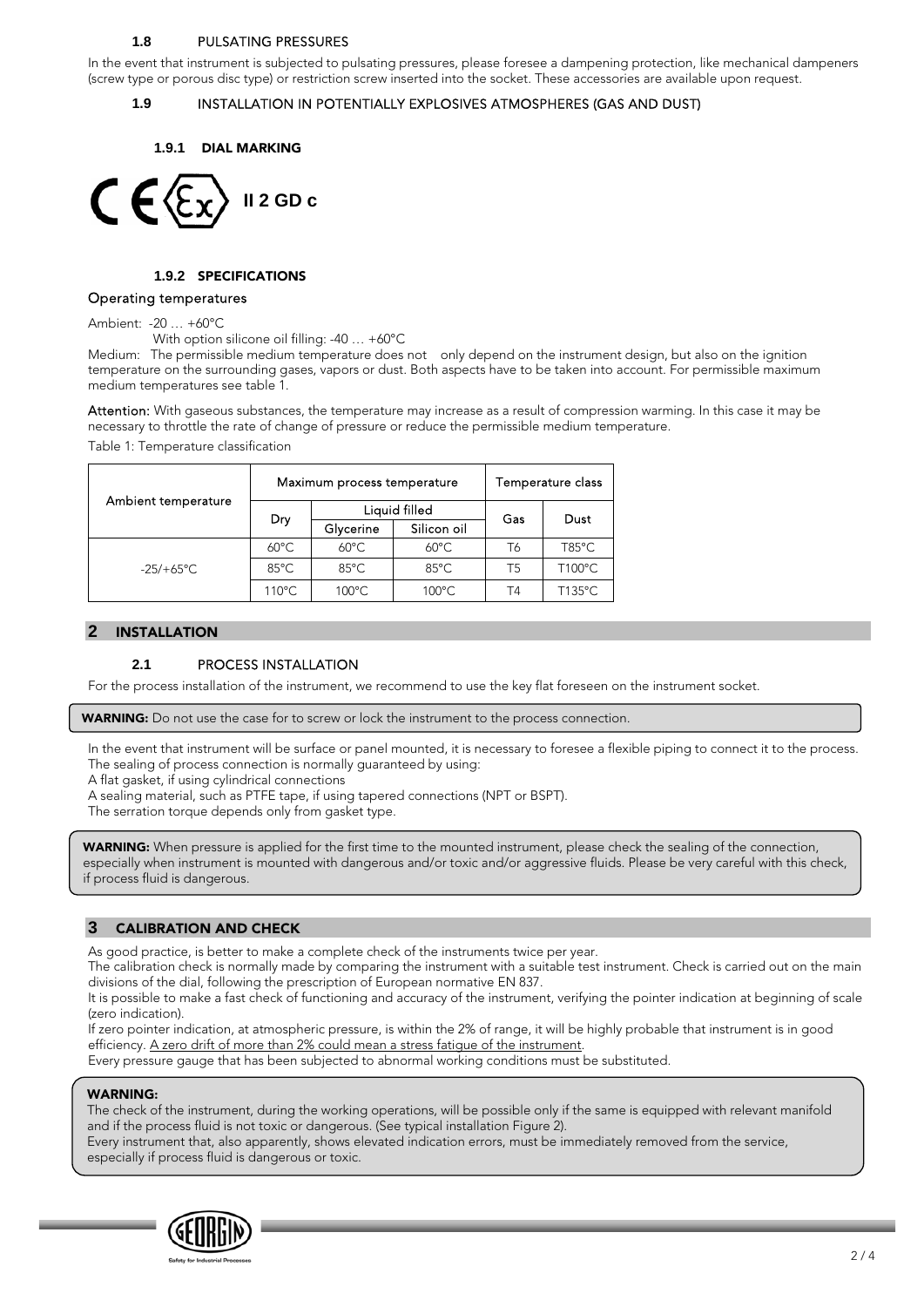### 1.8 PULSATING PRESSURES

In the event that instrument is subjected to pulsating pressures, please foresee a dampening protection, like mechanical dampeners (screw type or porous disc type) or restriction screw inserted into the socket. These accessories are available upon request.

### 1.9 INSTALLATION IN POTENTIALLY EXPLOSIVES ATMOSPHERES (GAS AND DUST)

#### 1.9.1 DIAL MARKING

CE Ex II 2 GD c

#### 1.9.2 SPECIFICATIONS

**Operating temperatures**

Ambient: -20 … +60°C
With option silicone oil filling: -40 … +60°C

Medium: The permissible medium temperature does not only depend on the instrument design, but also on the ignition temperature on the surrounding gases, vapors or dust. Both aspects have to be taken into account. For permissible maximum medium temperatures see table 1.

**Attention:** With gaseous substances, the temperature may increase as a result of compression warming. In this case it may be necessary to throttle the rate of change of pressure or reduce the permissible medium temperature.

Table 1: Temperature classification

| Ambient temperature | Maximum process temperature | | | Temperature class | |
|---|---|---|---|---|---|
| | Dry | Liquid filled | | Gas | Dust |
| | | Glycerine | Silicon oil | | |
| -25/+65°C | 60°C | 60°C | 60°C | T6 | T85°C |
| | 85°C | 85°C | 85°C | T5 | T100°C |
| | 110°C | 100°C | 100°C | T4 | T135°C |

## 2 INSTALLATION

### 2.1 PROCESS INSTALLATION

For the process installation of the instrument, we recommend to use the key flat foreseen on the instrument socket.

**WARNING:** Do not use the case for to screw or lock the instrument to the process connection.

In the event that instrument will be surface or panel mounted, it is necessary to foresee a flexible piping to connect it to the process.
The sealing of process connection is normally guaranteed by using:
A flat gasket, if using cylindrical connections
A sealing material, such as PTFE tape, if using tapered connections (NPT or BSPT).
The serration torque depends only from gasket type.

**WARNING:** When pressure is applied for the first time to the mounted instrument, please check the sealing of the connection, especially when instrument is mounted with dangerous and/or toxic and/or aggressive fluids. Please be very careful with this check, if process fluid is dangerous.

## 3 CALIBRATION AND CHECK

As good practice, is better to make a complete check of the instruments twice per year.
The calibration check is normally made by comparing the instrument with a suitable test instrument. Check is carried out on the main divisions of the dial, following the prescription of European normative EN 837.
It is possible to make a fast check of functioning and accuracy of the instrument, verifying the pointer indication at beginning of scale (zero indication).
If zero pointer indication, at atmospheric pressure, is within the 2% of range, it will be highly probable that instrument is in good efficiency. A zero drift of more than 2% could mean a stress fatigue of the instrument.
Every pressure gauge that has been subjected to abnormal working conditions must be substituted.

**WARNING:**
The check of the instrument, during the working operations, will be possible only if the same is equipped with relevant manifold and if the process fluid is not toxic or dangerous. (See typical installation Figure 2).
Every instrument that, also apparently, shows elevated indication errors, must be immediately removed from the service, especially if process fluid is dangerous or toxic.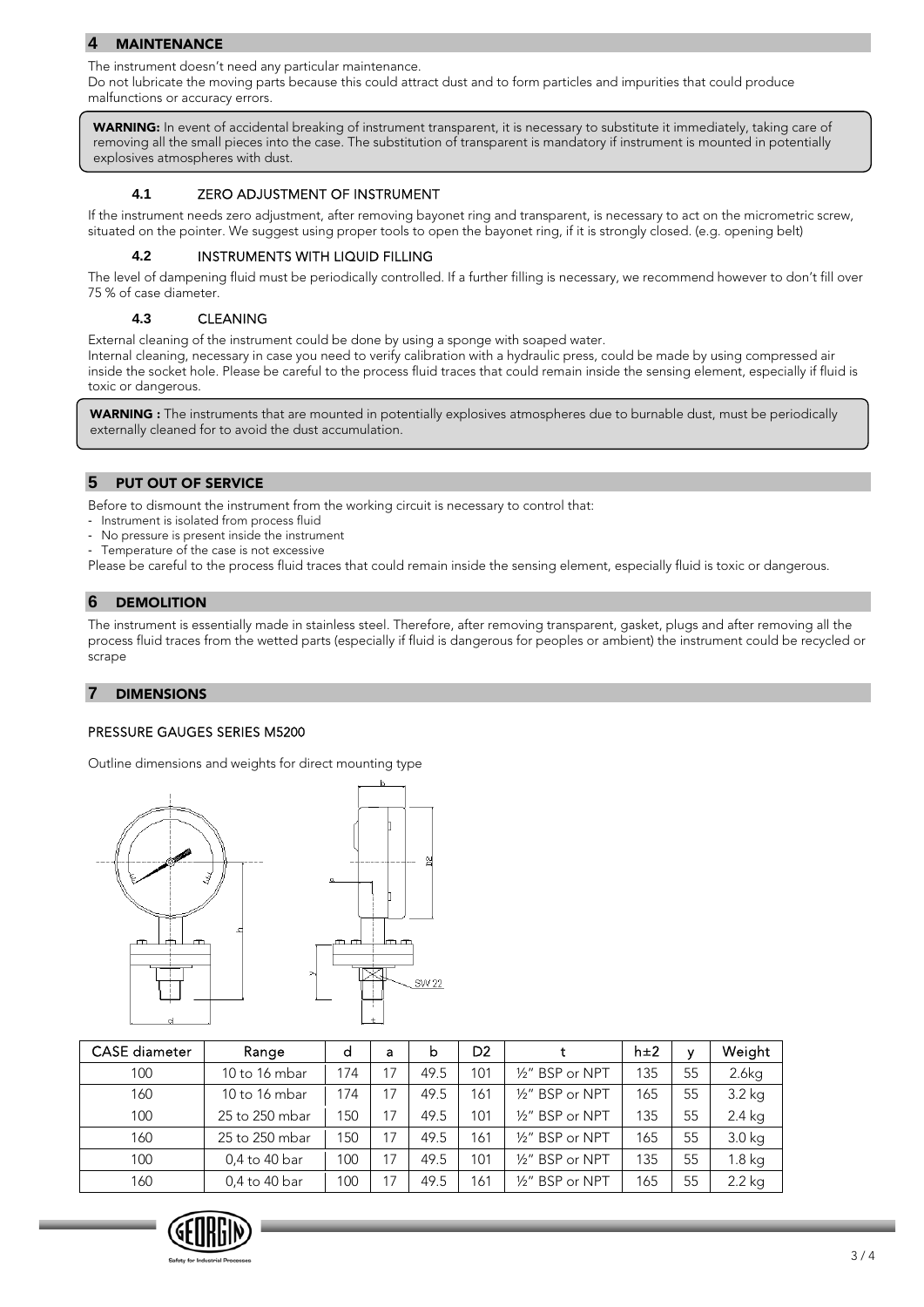## 4 MAINTENANCE

The instrument doesn't need any particular maintenance.
Do not lubricate the moving parts because this could attract dust and to form particles and impurities that could produce malfunctions or accuracy errors.

**WARNING:** In event of accidental breaking of instrument transparent, it is necessary to substitute it immediately, taking care of removing all the small pieces into the case. The substitution of transparent is mandatory if instrument is mounted in potentially explosives atmospheres with dust.

### 4.1 ZERO ADJUSTMENT OF INSTRUMENT

If the instrument needs zero adjustment, after removing bayonet ring and transparent, is necessary to act on the micrometric screw, situated on the pointer. We suggest using proper tools to open the bayonet ring, if it is strongly closed. (e.g. opening belt)

### 4.2 INSTRUMENTS WITH LIQUID FILLING

The level of dampening fluid must be periodically controlled. If a further filling is necessary, we recommend however to don't fill over 75 % of case diameter.

### 4.3 CLEANING

External cleaning of the instrument could be done by using a sponge with soaped water.
Internal cleaning, necessary in case you need to verify calibration with a hydraulic press, could be made by using compressed air inside the socket hole. Please be careful to the process fluid traces that could remain inside the sensing element, especially if fluid is toxic or dangerous.

**WARNING :** The instruments that are mounted in potentially explosives atmospheres due to burnable dust, must be periodically externally cleaned for to avoid the dust accumulation.

## 5 PUT OUT OF SERVICE

Before to dismount the instrument from the working circuit is necessary to control that:

- Instrument is isolated from process fluid
- No pressure is present inside the instrument
- Temperature of the case is not excessive

Please be careful to the process fluid traces that could remain inside the sensing element, especially fluid is toxic or dangerous.

## 6 DEMOLITION

The instrument is essentially made in stainless steel. Therefore, after removing transparent, gasket, plugs and after removing all the process fluid traces from the wetted parts (especially if fluid is dangerous for peoples or ambient) the instrument could be recycled or scrape

## 7 DIMENSIONS

### PRESSURE GAUGES SERIES M5200

Outline dimensions and weights for direct mounting type

| CASE diameter | Range | d | a | b | D2 | t | h±2 | y | Weight |
|---|---|---|---|---|---|---|---|---|---|
| 100 | 10 to 16 mbar | 174 | 17 | 49.5 | 101 | ½" BSP or NPT | 135 | 55 | 2.6kg |
| 160 | 10 to 16 mbar | 174 | 17 | 49.5 | 161 | ½" BSP or NPT | 165 | 55 | 3.2 kg |
| 100 | 25 to 250 mbar | 150 | 17 | 49.5 | 101 | ½" BSP or NPT | 135 | 55 | 2.4 kg |
| 160 | 25 to 250 mbar | 150 | 17 | 49.5 | 161 | ½" BSP or NPT | 165 | 55 | 3.0 kg |
| 100 | 0,4 to 40 bar | 100 | 17 | 49.5 | 101 | ½" BSP or NPT | 135 | 55 | 1.8 kg |
| 160 | 0,4 to 40 bar | 100 | 17 | 49.5 | 161 | ½" BSP or NPT | 165 | 55 | 2.2 kg |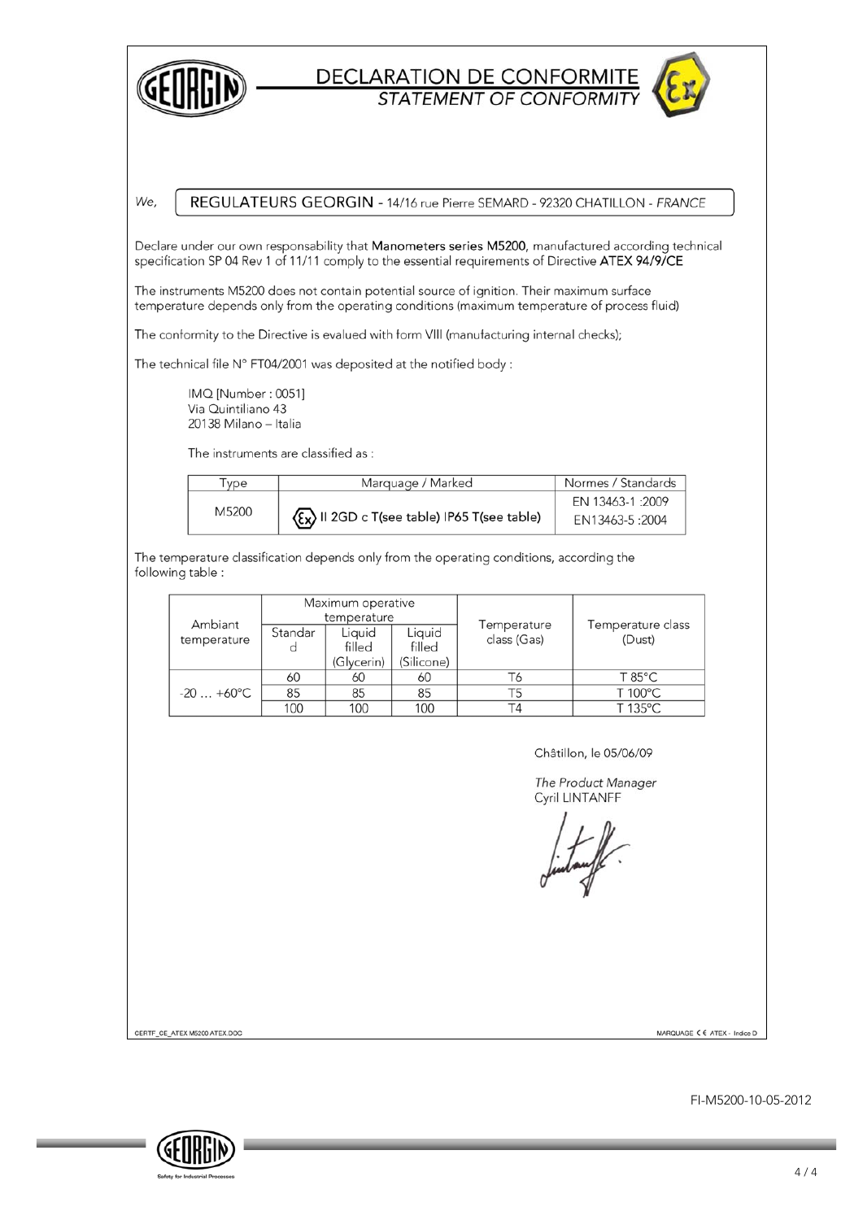# DECLARATION DE CONFORMITE

## *STATEMENT OF CONFORMITY*

*We,* **REGULATEURS GEORGIN** - 14/16 rue Pierre SEMARD - 92320 CHATILLON - *FRANCE*

Declare under our own responsability that **Manometers series M5200**, manufactured according technical specification SP 04 Rev 1 of 11/11 comply to the essential requirements of Directive **ATEX 94/9/CE**

The instruments M5200 does not contain potential source of ignition. Their maximum surface temperature depends only from the operating conditions (maximum temperature of process fluid)

The conformity to the Directive is evalued with form VIII (manufacturing internal checks);

The technical file N° FT04/2001 was deposited at the notified body :

IMQ [Number : 0051]
Via Quintiliano 43
20138 Milano – Italia

The instruments are classified as :

| Type | Marquage / Marked | Normes / Standards |
|---|---|---|
| M5200 | Ex II 2GD c T(see table) IP65 T(see table) | EN 13463-1 :2009<br>EN13463-5 :2004 |

The temperature classification depends only from the operating conditions, according the following table :

| Ambiant temperature | Maximum operative temperature | | | Temperature class (Gas) | Temperature class (Dust) |
|---|---|---|---|---|---|
| | Standard | Liquid filled (Glycerin) | Liquid filled (Silicone) | | |
| -20 … +60°C | 60 | 60 | 60 | T6 | T 85°C |
| | 85 | 85 | 85 | T5 | T 100°C |
| | 100 | 100 | 100 | T4 | T 135°C |

Châtillon, le 05/06/09

*The Product Manager*
Cyril LINTANFF

CERTF_CE_ATEX M5200 ATEX.DOC

MARQUAGE CE ATEX - Indice D

FI-M5200-10-05-2012